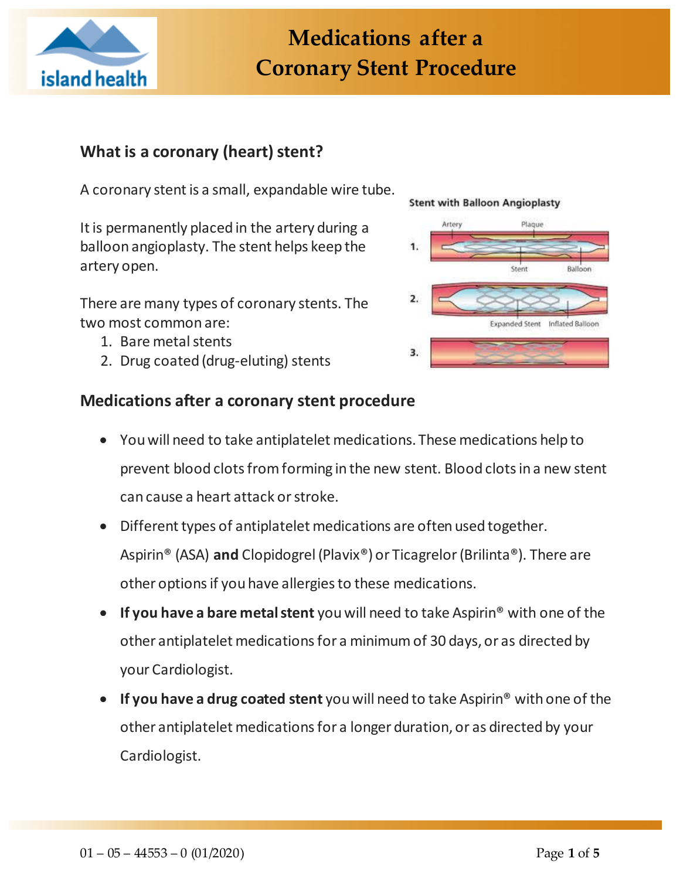# Medications after a Coronary Stent Procedure

## What is a coronary (heart) stent?

A coronary stent is a small, expandable wire tube.

It is permanently placed in the artery during a balloon angioplasty. The stent helps keep the artery open.

There are many types of coronary stents. The two most common are:

1. Bare metal stents
2. Drug coated (drug-eluting) stents

Stent with Balloon Angioplasty

## Medications after a coronary stent procedure

- You will need to take antiplatelet medications. These medications help to prevent blood clots from forming in the new stent. Blood clots in a new stent can cause a heart attack or stroke.
- Different types of antiplatelet medications are often used together. Aspirin® (ASA) **and** Clopidogrel (Plavix®) or Ticagrelor (Brilinta®). There are other options if you have allergies to these medications.
- **If you have a bare metal stent** you will need to take Aspirin® with one of the other antiplatelet medications for a minimum of 30 days, or as directed by your Cardiologist.
- **If you have a drug coated stent** you will need to take Aspirin® with one of the other antiplatelet medications for a longer duration, or as directed by your Cardiologist.

01 – 05 – 44553 – 0 (01/2020)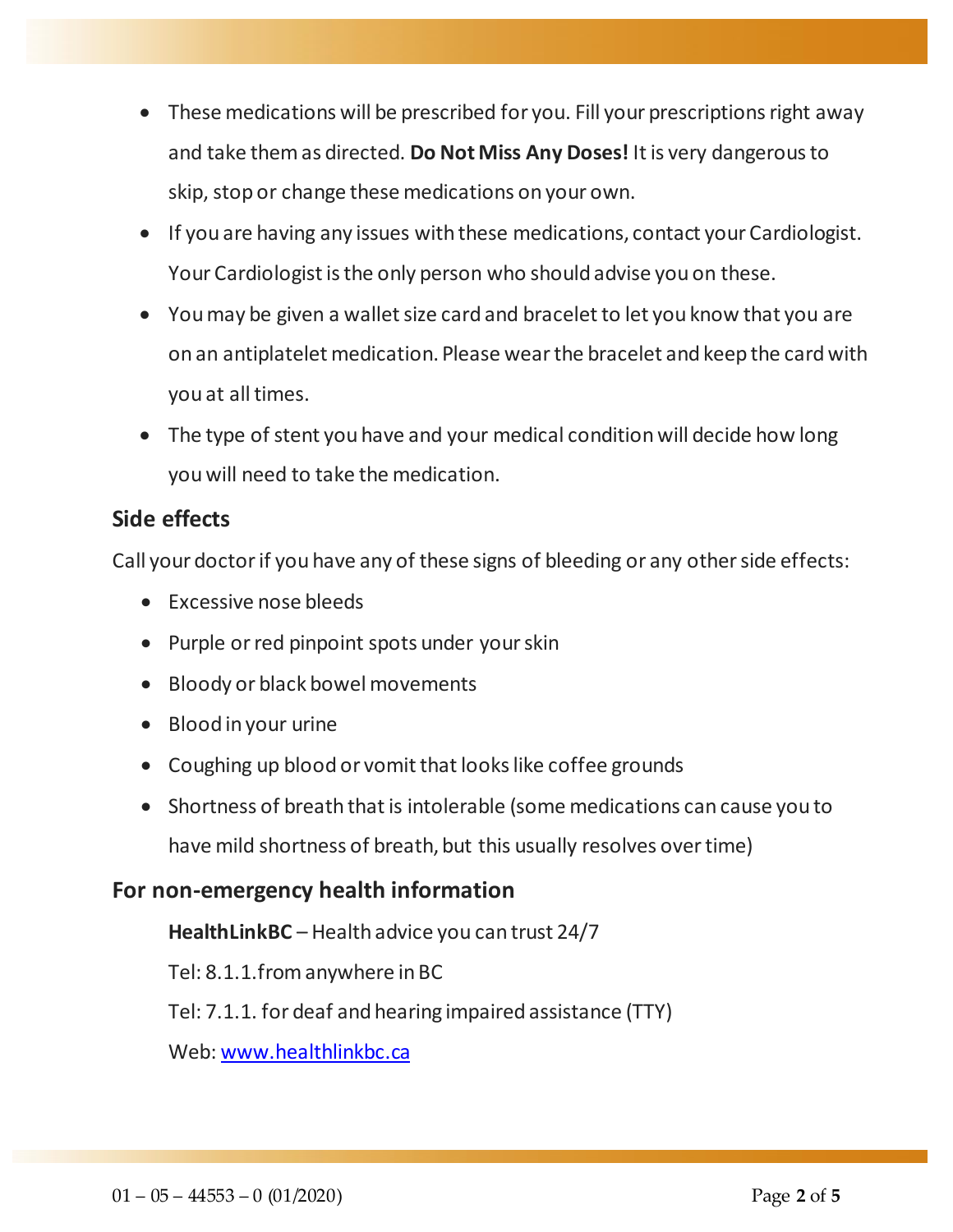- These medications will be prescribed for you. Fill your prescriptions right away and take them as directed. **Do Not Miss Any Doses!** It is very dangerous to skip, stop or change these medications on your own.
- If you are having any issues with these medications, contact your Cardiologist. Your Cardiologist is the only person who should advise you on these.
- You may be given a wallet size card and bracelet to let you know that you are on an antiplatelet medication. Please wear the bracelet and keep the card with you at all times.
- The type of stent you have and your medical condition will decide how long you will need to take the medication.

## Side effects

Call your doctor if you have any of these signs of bleeding or any other side effects:

- Excessive nose bleeds
- Purple or red pinpoint spots under your skin
- Bloody or black bowel movements
- Blood in your urine
- Coughing up blood or vomit that looks like coffee grounds
- Shortness of breath that is intolerable (some medications can cause you to have mild shortness of breath, but this usually resolves over time)

## For non-emergency health information

**HealthLinkBC** – Health advice you can trust 24/7

Tel: 8.1.1.from anywhere in BC

Tel: 7.1.1. for deaf and hearing impaired assistance (TTY)

Web: [www.healthlinkbc.ca](http://www.healthlinkbc.ca)

01 – 05 – 44553 – 0 (01/2020)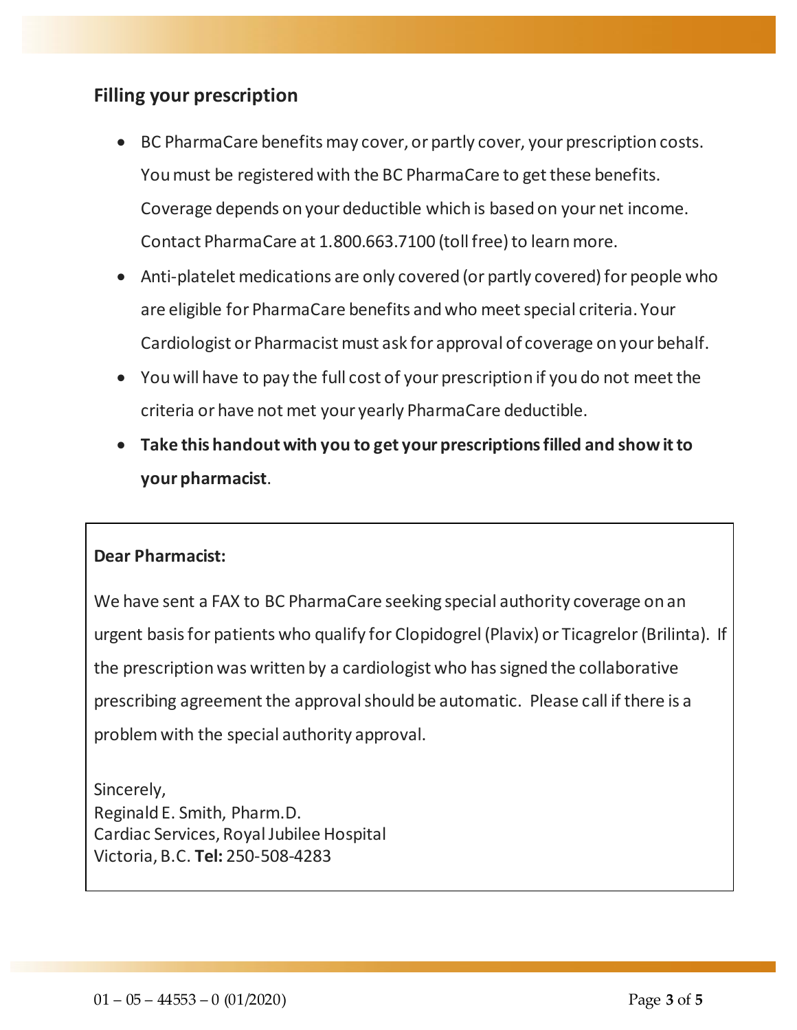## Filling your prescription

- BC PharmaCare benefits may cover, or partly cover, your prescription costs. You must be registered with the BC PharmaCare to get these benefits. Coverage depends on your deductible which is based on your net income. Contact PharmaCare at 1.800.663.7100 (toll free) to learn more.
- Anti-platelet medications are only covered (or partly covered) for people who are eligible for PharmaCare benefits and who meet special criteria. Your Cardiologist or Pharmacist must ask for approval of coverage on your behalf.
- You will have to pay the full cost of your prescription if you do not meet the criteria or have not met your yearly PharmaCare deductible.
- **Take this handout with you to get your prescriptions filled and show it to your pharmacist**.

**Dear Pharmacist:**

We have sent a FAX to BC PharmaCare seeking special authority coverage on an urgent basis for patients who qualify for Clopidogrel (Plavix) or Ticagrelor (Brilinta). If the prescription was written by a cardiologist who has signed the collaborative prescribing agreement the approval should be automatic. Please call if there is a problem with the special authority approval.

Sincerely,
Reginald E. Smith, Pharm.D.
Cardiac Services, Royal Jubilee Hospital
Victoria, B.C. **Tel:** 250-508-4283

01 – 05 – 44553 – 0 (01/2020)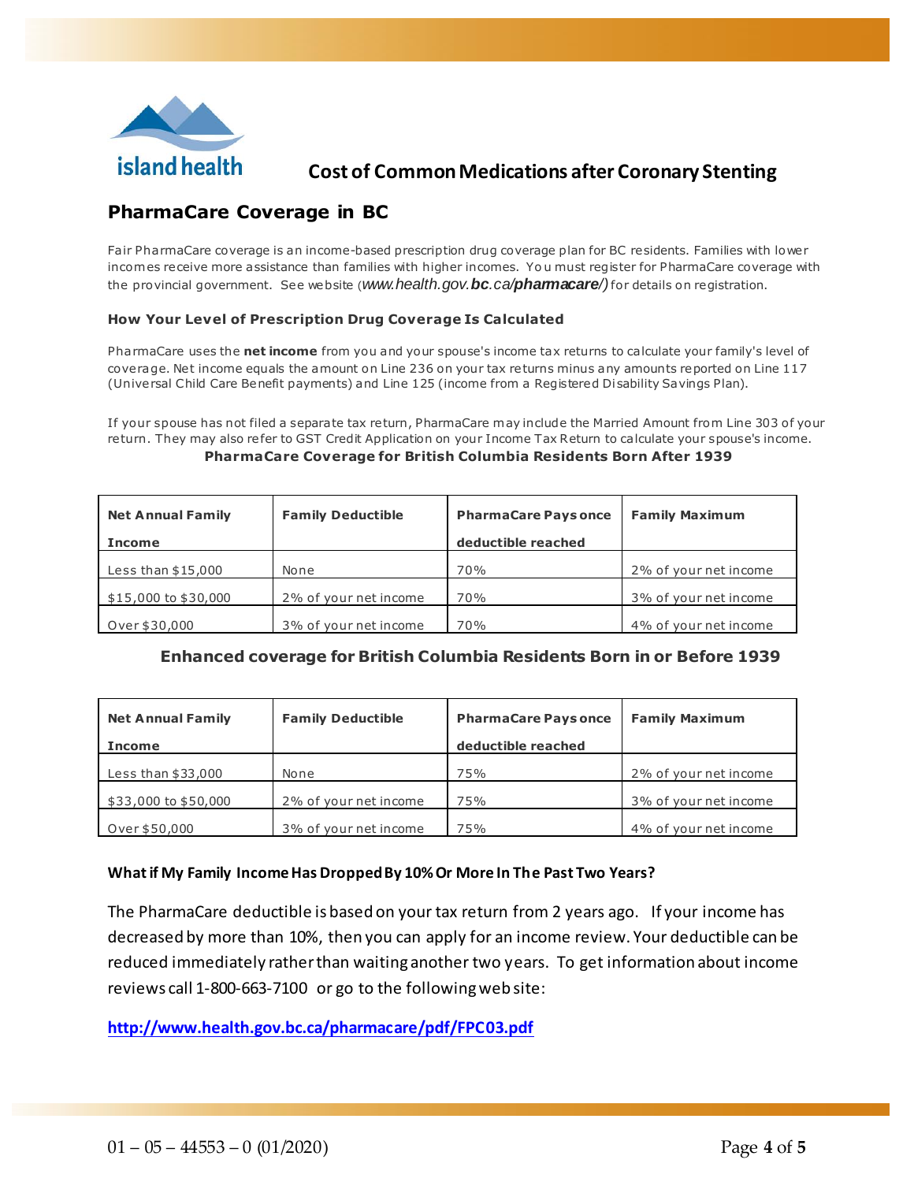island health

# Cost of Common Medications after Coronary Stenting

## PharmaCare Coverage in BC

Fair PharmaCare coverage is an income-based prescription drug coverage plan for BC residents. Families with lower incomes receive more assistance than families with higher incomes. You must register for PharmaCare coverage with the provincial government. See website (*www.health.gov.**bc**.ca/**pharmacare**/)* for details on registration.

### How Your Level of Prescription Drug Coverage Is Calculated

PharmaCare uses the **net income** from you and your spouse's income tax returns to calculate your family's level of coverage. Net income equals the amount on Line 236 on your tax returns minus any amounts reported on Line 117 (Universal Child Care Benefit payments) and Line 125 (income from a Registered Disability Savings Plan).

If your spouse has not filed a separate tax return, PharmaCare may include the Married Amount from Line 303 of your return. They may also refer to GST Credit Application on your Income Tax Return to calculate your spouse's income.

**PharmaCare Coverage for British Columbia Residents Born After 1939**

| Net Annual Family Income | Family Deductible | PharmaCare Pays once deductible reached | Family Maximum |
|---|---|---|---|
| Less than $15,000 | None | 70% | 2% of your net income |
| $15,000 to $30,000 | 2% of your net income | 70% | 3% of your net income |
| Over $30,000 | 3% of your net income | 70% | 4% of your net income |

**Enhanced coverage for British Columbia Residents Born in or Before 1939**

| Net Annual Family Income | Family Deductible | PharmaCare Pays once deductible reached | Family Maximum |
|---|---|---|---|
| Less than $33,000 | None | 75% | 2% of your net income |
| $33,000 to $50,000 | 2% of your net income | 75% | 3% of your net income |
| Over $50,000 | 3% of your net income | 75% | 4% of your net income |

### What if My Family Income Has Dropped By 10% Or More In The Past Two Years?

The PharmaCare deductible is based on your tax return from 2 years ago. If your income has decreased by more than 10%, then you can apply for an income review. Your deductible can be reduced immediately rather than waiting another two years. To get information about income reviews call 1-800-663-7100 or go to the following web site:

**http://www.health.gov.bc.ca/pharmacare/pdf/FPC03.pdf**

01 – 05 – 44553 – 0 (01/2020)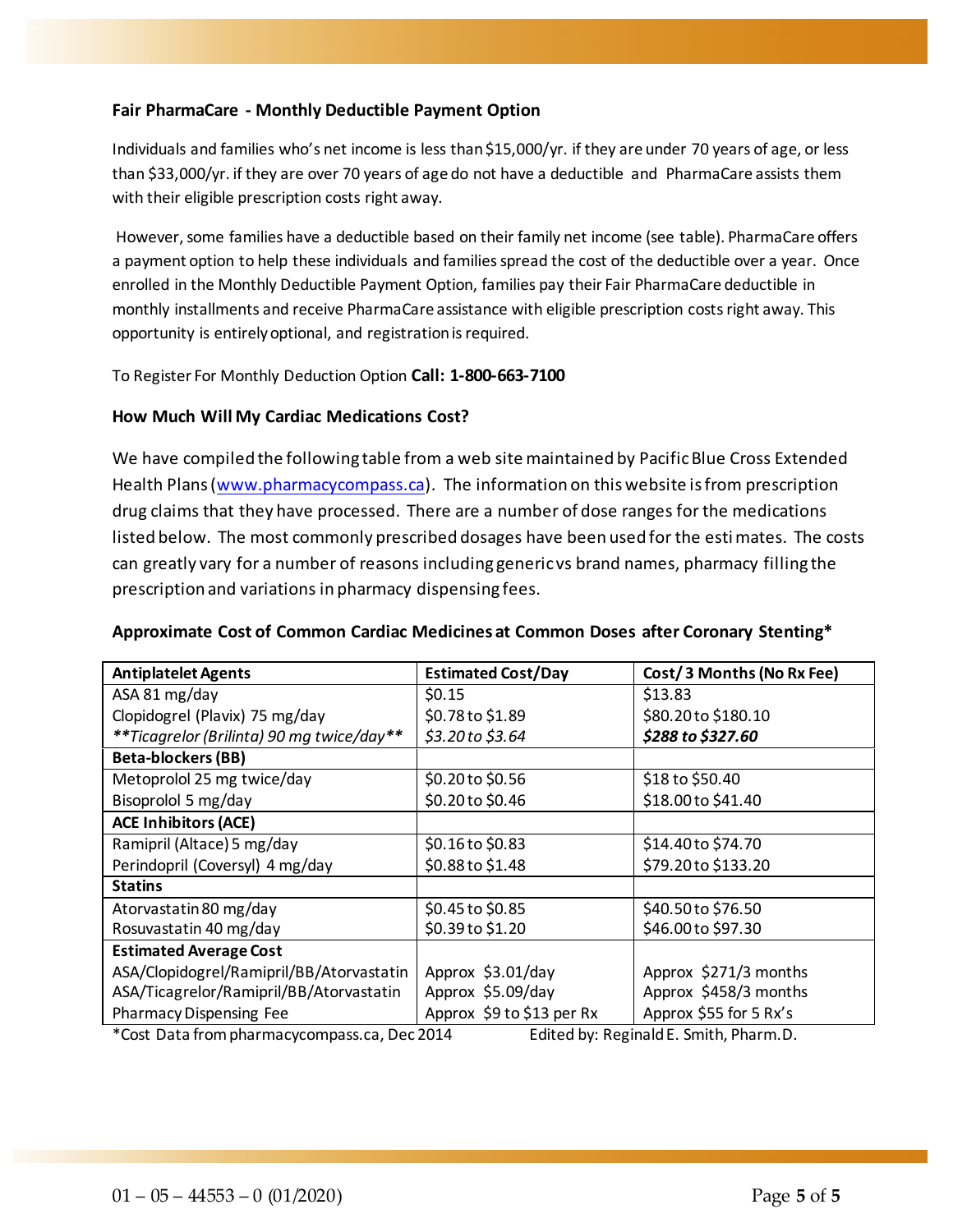### Fair PharmaCare - Monthly Deductible Payment Option

Individuals and families who's net income is less than $15,000/yr. if they are under 70 years of age, or less than $33,000/yr. if they are over 70 years of age do not have a deductible and PharmaCare assists them with their eligible prescription costs right away.

However, some families have a deductible based on their family net income (see table). PharmaCare offers a payment option to help these individuals and families spread the cost of the deductible over a year. Once enrolled in the Monthly Deductible Payment Option, families pay their Fair PharmaCare deductible in monthly installments and receive PharmaCare assistance with eligible prescription costs right away. This opportunity is entirely optional, and registration is required.

To Register For Monthly Deduction Option **Call: 1-800-663-7100**

### How Much Will My Cardiac Medications Cost?

We have compiled the following table from a web site maintained by Pacific Blue Cross Extended Health Plans (www.pharmacycompass.ca). The information on this website is from prescription drug claims that they have processed. There are a number of dose ranges for the medications listed below. The most commonly prescribed dosages have been used for the estimates. The costs can greatly vary for a number of reasons including generic vs brand names, pharmacy filling the prescription and variations in pharmacy dispensing fees.

**Approximate Cost of Common Cardiac Medicines at Common Doses after Coronary Stenting***

| **Antiplatelet Agents** | **Estimated Cost/Day** | **Cost/ 3 Months (No Rx Fee)** |
|---|---|---|
| ASA 81 mg/day | $0.15 | $13.83 |
| Clopidogrel (Plavix) 75 mg/day | $0.78 to $1.89 | $80.20 to $180.10 |
| ***Ticagrelor (Brilinta) 90 mg twice/day*** | *$3.20 to $3.64* | ***$288 to $327.60*** |
| **Beta-blockers (BB)** | | |
| Metoprolol 25 mg twice/day | $0.20 to $0.56 | $18 to $50.40 |
| Bisoprolol 5 mg/day | $0.20 to $0.46 | $18.00 to $41.40 |
| **ACE Inhibitors (ACE)** | | |
| Ramipril (Altace) 5 mg/day | $0.16 to $0.83 | $14.40 to $74.70 |
| Perindopril (Coversyl) 4 mg/day | $0.88 to $1.48 | $79.20 to $133.20 |
| **Statins** | | |
| Atorvastatin 80 mg/day | $0.45 to $0.85 | $40.50 to $76.50 |
| Rosuvastatin 40 mg/day | $0.39 to $1.20 | $46.00 to $97.30 |
| **Estimated Average Cost** | | |
| ASA/Clopidogrel/Ramipril/BB/Atorvastatin | Approx $3.01/day | Approx $271/3 months |
| ASA/Ticagrelor/Ramipril/BB/Atorvastatin | Approx $5.09/day | Approx $458/3 months |
| Pharmacy Dispensing Fee | Approx $9 to $13 per Rx | Approx $55 for 5 Rx's |

*Cost Data from pharmacycompass.ca, Dec 2014 Edited by: Reginald E. Smith, Pharm.D.